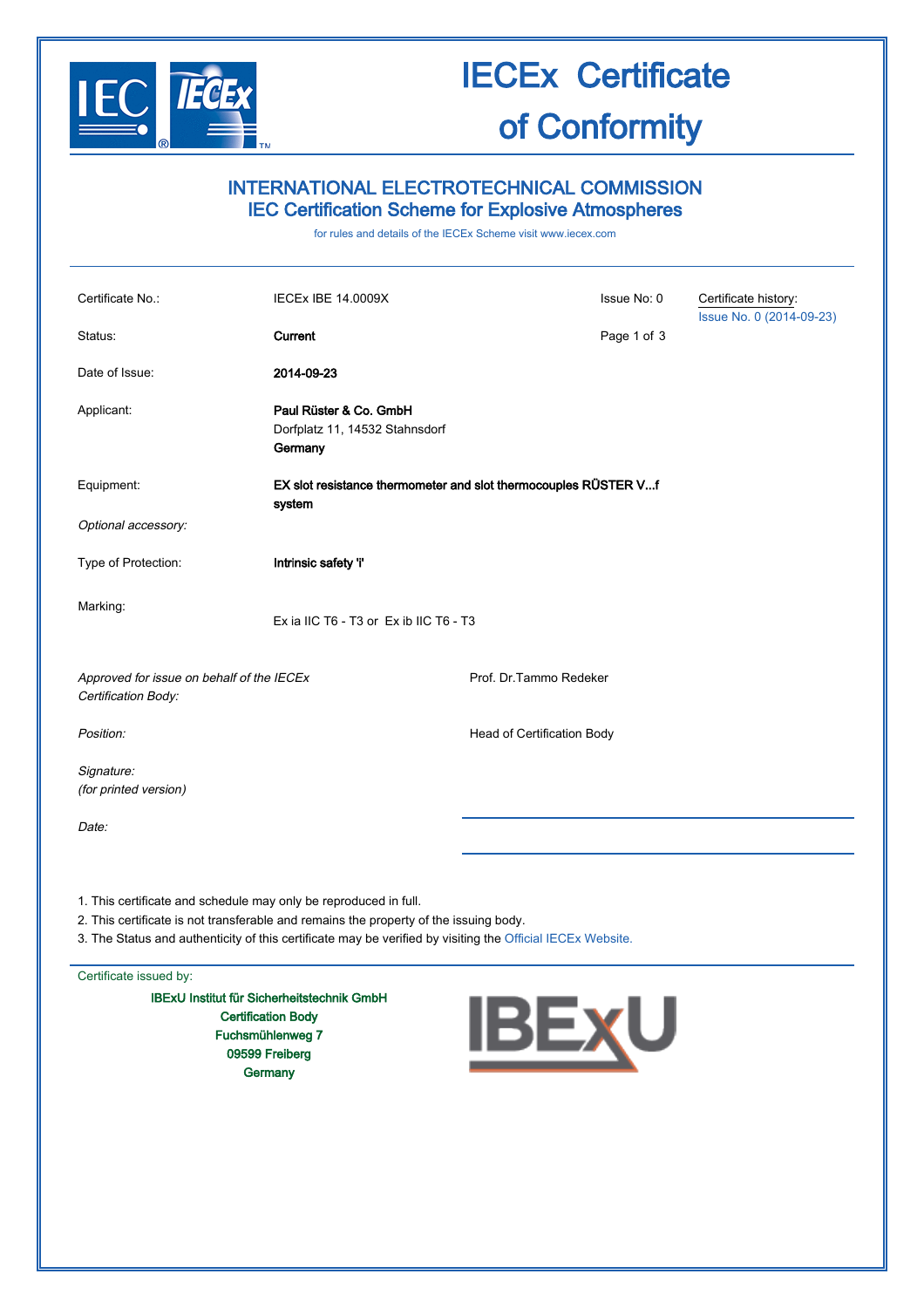# IECEx Certificate of Conformity

## INTERNATIONAL ELECTROTECHNICAL COMMISSION
## IEC Certification Scheme for Explosive Atmospheres

for rules and details of the IECEx Scheme visit www.iecex.com

| | | | |
|---|---|---|---|
| Certificate No.: | IECEx IBE 14.0009X | Issue No: 0 | Certificate history: Issue No. 0 (2014-09-23) |
| Status: | **Current** | | |
| Date of Issue: | **2014-09-23** | | |
| Applicant: | **Paul Rüster & Co. GmbH**<br>Dorfplatz 11, 14532 Stahnsdorf<br>**Germany** | | |
| Equipment: | **EX slot resistance thermometer and slot thermocouples RÜSTER V...f system** | | |
| *Optional accessory:* | | | |
| Type of Protection: | **Intrinsic safety 'i'** | | |
| Marking: | Ex ia IIC T6 - T3 or Ex ib IIC T6 - T3 | | |

| | |
|---|---|
| *Approved for issue on behalf of the IECEx Certification Body:* | Prof. Dr.Tammo Redeker |
| *Position:* | Head of Certification Body |
| *Signature:* *(for printed version)* | |
| *Date:* | |

1. This certificate and schedule may only be reproduced in full.
2. This certificate is not transferable and remains the property of the issuing body.
3. The Status and authenticity of this certificate may be verified by visiting the Official IECEx Website.

Certificate issued by:

**IBExU Institut für Sicherheitstechnik GmbH**
**Certification Body**
**Fuchsmühlenweg 7**
**09599 Freiberg**
**Germany**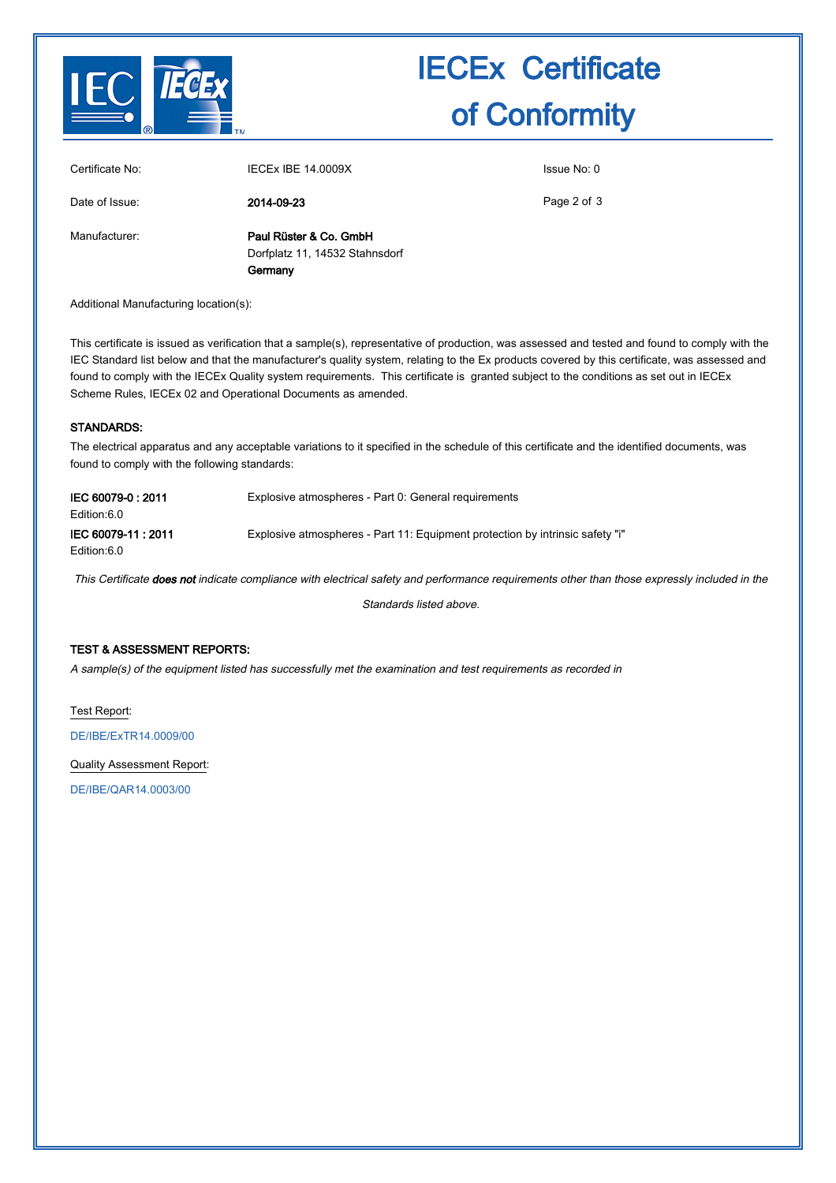# IECEx Certificate of Conformity

| | | |
|---|---|---|
| Certificate No: | IECEx IBE 14.0009X | Issue No: 0 |
| Date of Issue: | **2014-09-23** | |
| Manufacturer: | **Paul Rüster & Co. GmbH**<br>Dorfplatz 11, 14532 Stahnsdorf<br>**Germany** | |

Additional Manufacturing location(s):

This certificate is issued as verification that a sample(s), representative of production, was assessed and tested and found to comply with the IEC Standard list below and that the manufacturer's quality system, relating to the Ex products covered by this certificate, was assessed and found to comply with the IECEx Quality system requirements. This certificate is granted subject to the conditions as set out in IECEx Scheme Rules, IECEx 02 and Operational Documents as amended.

**STANDARDS:**

The electrical apparatus and any acceptable variations to it specified in the schedule of this certificate and the identified documents, was found to comply with the following standards:

| | |
|---|---|
| **IEC 60079-0 : 2011**<br>Edition:6.0 | Explosive atmospheres - Part 0: General requirements |
| **IEC 60079-11 : 2011**<br>Edition:6.0 | Explosive atmospheres - Part 11: Equipment protection by intrinsic safety "i" |

*This Certificate* ***does not*** *indicate compliance with electrical safety and performance requirements other than those expressly included in the Standards listed above.*

**TEST & ASSESSMENT REPORTS:**

*A sample(s) of the equipment listed has successfully met the examination and test requirements as recorded in*

Test Report:

DE/IBE/ExTR14.0009/00

Quality Assessment Report:

DE/IBE/QAR14.0003/00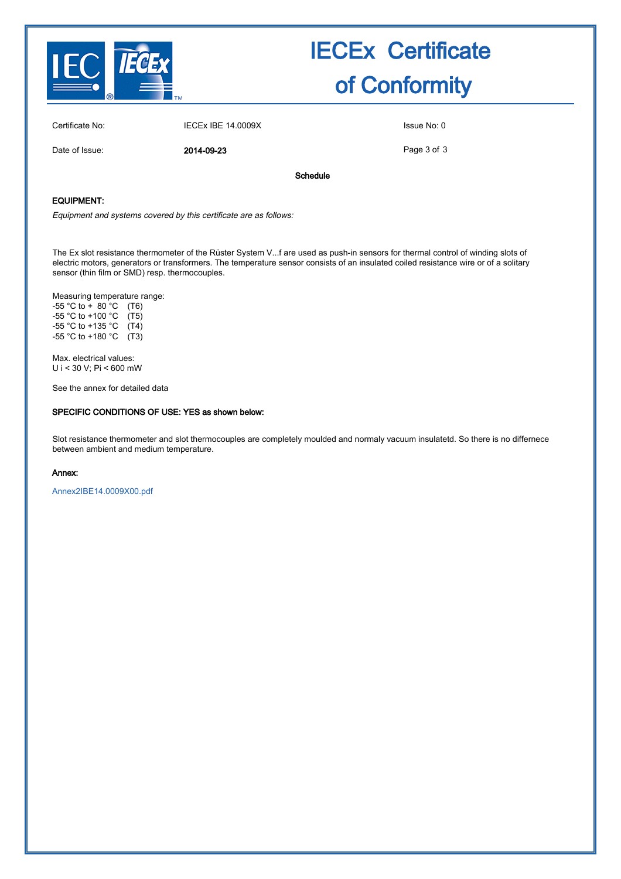# IECEx Certificate of Conformity

| | | |
|---|---|---|
| Certificate No: | IECEx IBE 14.0009X | Issue No: 0 |
| Date of Issue: | **2014-09-23** | |

**Schedule**

**EQUIPMENT:**

*Equipment and systems covered by this certificate are as follows:*

The Ex slot resistance thermometer of the Rüster System V...f are used as push-in sensors for thermal control of winding slots of electric motors, generators or transformers. The temperature sensor consists of an insulated coiled resistance wire or of a solitary sensor (thin film or SMD) resp. thermocouples.

Measuring temperature range:
-55 °C to + 80 °C (T6)
-55 °C to +100 °C (T5)
-55 °C to +135 °C (T4)
-55 °C to +180 °C (T3)

Max. electrical values:
$U_i$ < 30 V; $P_i$ < 600 mW

See the annex for detailed data

**SPECIFIC CONDITIONS OF USE: YES as shown below:**

Slot resistance thermometer and slot thermocouples are completely moulded and normaly vacuum insulatetd. So there is no differnece between ambient and medium temperature.

**Annex:**

Annex2IBE14.0009X00.pdf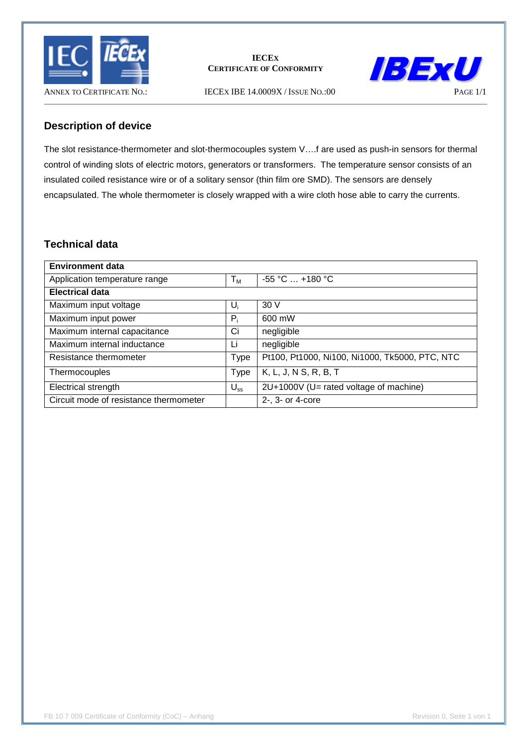IECEx
CERTIFICATE OF CONFORMITY

ANNEX TO CERTIFICATE NO.: IECEx IBE 14.0009X / ISSUE NO.:00

## Description of device

The slot resistance-thermometer and slot-thermocouples system V….f are used as push-in sensors for thermal control of winding slots of electric motors, generators or transformers. The temperature sensor consists of an insulated coiled resistance wire or of a solitary sensor (thin film ore SMD). The sensors are densely encapsulated. The whole thermometer is closely wrapped with a wire cloth hose able to carry the currents.

## Technical data

| | | |
|---|---|---|
| **Environment data** | | |
| Application temperature range | $T_M$ | -55 °C … +180 °C |
| **Electrical data** | | |
| Maximum input voltage | $U_i$ | 30 V |
| Maximum input power | $P_i$ | 600 mW |
| Maximum internal capacitance | Ci | negligible |
| Maximum internal inductance | Li | negligible |
| Resistance thermometer | Type | Pt100, Pt1000, Ni100, Ni1000, Tk5000, PTC, NTC |
| Thermocouples | Type | K, L, J, N S, R, B, T |
| Electrical strength | $U_{ss}$ | 2U+1000V (U= rated voltage of machine) |
| Circuit mode of resistance thermometer | | 2-, 3- or 4-core |